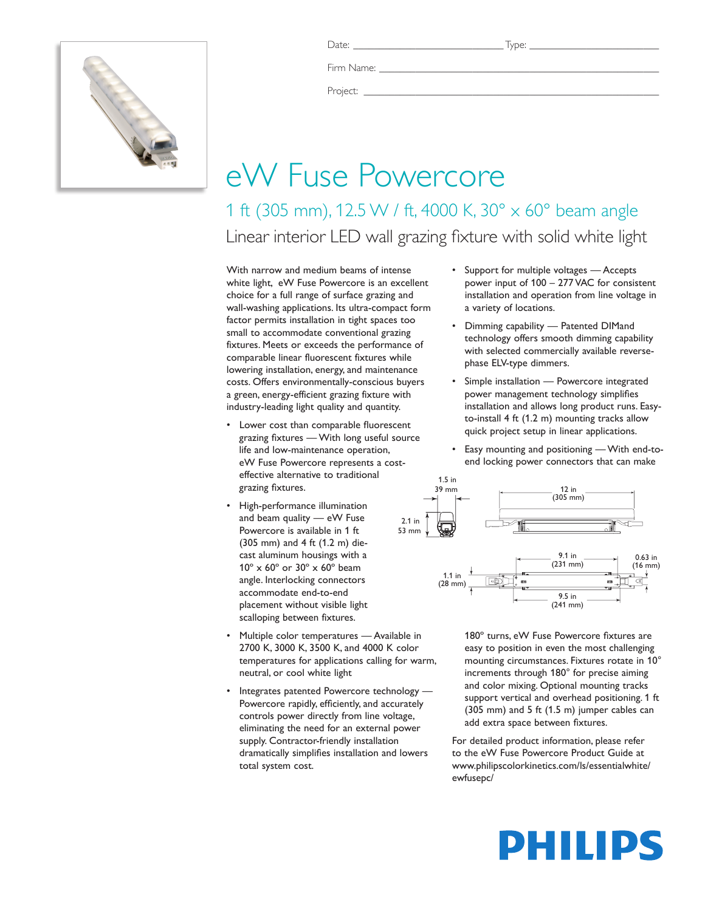Date: ____________________ Type: ____________________

Firm Name: ________________________________________

Project: ________________________________________

# eW Fuse Powercore

## 1 ft (305 mm), 12.5 W / ft, 4000 K, 30° x 60° beam angle

### Linear interior LED wall grazing fixture with solid white light

With narrow and medium beams of intense white light, eW Fuse Powercore is an excellent choice for a full range of surface grazing and wall-washing applications. Its ultra-compact form factor permits installation in tight spaces too small to accommodate conventional grazing fixtures. Meets or exceeds the performance of comparable linear fluorescent fixtures while lowering installation, energy, and maintenance costs. Offers environmentally-conscious buyers a green, energy-efficient grazing fixture with industry-leading light quality and quantity.

- Lower cost than comparable fluorescent grazing fixtures — With long useful source life and low-maintenance operation, eW Fuse Powercore represents a cost-effective alternative to traditional grazing fixtures.
- High-performance illumination and beam quality — eW Fuse Powercore is available in 1 ft (305 mm) and 4 ft (1.2 m) die-cast aluminum housings with a 10° x 60° or 30° x 60° beam angle. Interlocking connectors accommodate end-to-end placement without visible light scalloping between fixtures.
- Multiple color temperatures — Available in 2700 K, 3000 K, 3500 K, and 4000 K color temperatures for applications calling for warm, neutral, or cool white light
- Integrates patented Powercore technology — Powercore rapidly, efficiently, and accurately controls power directly from line voltage, eliminating the need for an external power supply. Contractor-friendly installation dramatically simplifies installation and lowers total system cost.
- Support for multiple voltages — Accepts power input of 100 – 277 VAC for consistent installation and operation from line voltage in a variety of locations.
- Dimming capability — Patented DIMand technology offers smooth dimming capability with selected commercially available reverse-phase ELV-type dimmers.
- Simple installation — Powercore integrated power management technology simplifies installation and allows long product runs. Easy-to-install 4 ft (1.2 m) mounting tracks allow quick project setup in linear applications.
- Easy mounting and positioning — With end-to-end locking power connectors that can make 180° turns, eW Fuse Powercore fixtures are easy to position in even the most challenging mounting circumstances. Fixtures rotate in 10° increments through 180° for precise aiming and color mixing. Optional mounting tracks support vertical and overhead positioning. 1 ft (305 mm) and 5 ft (1.5 m) jumper cables can add extra space between fixtures.

1.5 in (39 mm); 2.1 in (53 mm); 12 in (305 mm); 9.1 in (231 mm); 0.63 in (16 mm); 1.1 in (28 mm); 9.5 in (241 mm)

For detailed product information, please refer to the eW Fuse Powercore Product Guide at www.philipscolorkinetics.com/ls/essentialwhite/ewfusepc/

PHILIPS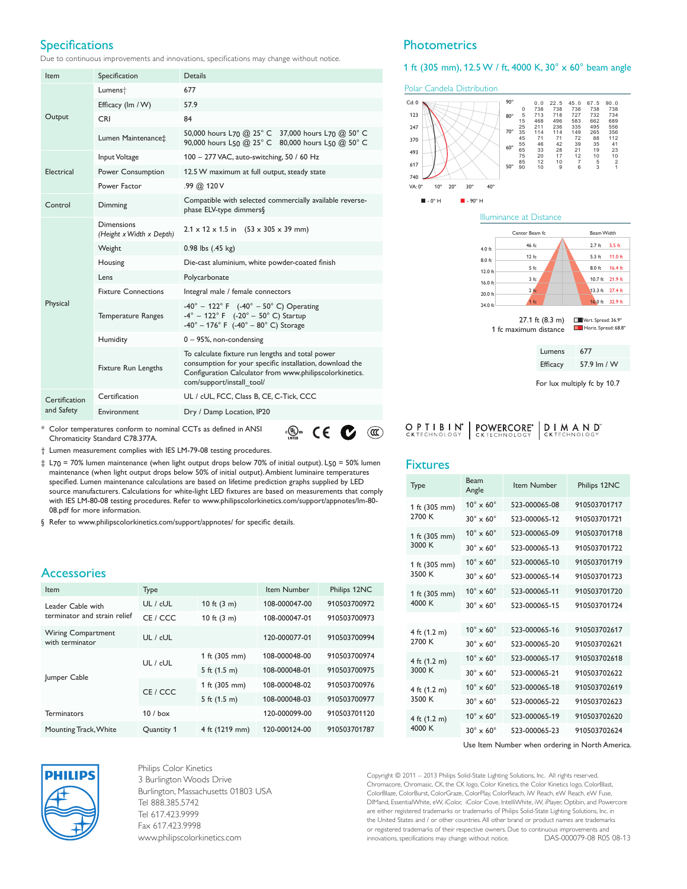## Specifications

Due to continuous improvements and innovations, specifications may change without notice.

| Item | Specification | Details |
|---|---|---|
| Output | Lumens† | 677 |
| | Efficacy (lm / W) | 57.9 |
| | CRI | 84 |
| | Lumen Maintenance‡ | 50,000 hours $L_{70}$ @ 25° C  37,000 hours $L_{70}$ @ 50° C<br>90,000 hours $L_{50}$ @ 25° C  80,000 hours $L_{50}$ @ 50° C |
| Electrical | Input Voltage | 100 – 277 VAC, auto-switching, 50 / 60 Hz |
| | Power Consumption | 12.5 W maximum at full output, steady state |
| | Power Factor | .99 @ 120 V |
| Control | Dimming | Compatible with selected commercially available reverse-phase ELV-type dimmers§ |
| Physical | Dimensions *(Height x Width x Depth)* | 2.1 x 12 x 1.5 in  (53 x 305 x 39 mm) |
| | Weight | 0.98 lbs (.45 kg) |
| | Housing | Die-cast aluminium, white powder-coated finish |
| | Lens | Polycarbonate |
| | Fixture Connections | Integral male / female connectors |
| | Temperature Ranges | -40° – 122° F  (-40° – 50° C) Operating<br>-4° – 122° F  (-20° – 50° C) Startup<br>-40° – 176° F  (-40° – 80° C) Storage |
| | Humidity | 0 – 95%, non-condensing |
| | Fixture Run Lengths | To calculate fixture run lengths and total power consumption for your specific installation, download the Configuration Calculator from www.philipscolorkinetics.com/support/install_tool/ |
| Certification and Safety | Certification | UL / cUL, FCC, Class B, CE, C-Tick, CCC |
| | Environment | Dry / Damp Location, IP20 |

\* Color temperatures conform to nominal CCTs as defined in ANSI Chromaticity Standard C78.377A.

† Lumen measurement complies with IES LM-79-08 testing procedures.

‡ $L_{70}$ = 70% lumen maintenance (when light output drops below 70% of initial output). $L_{50}$ = 50% lumen maintenance (when light output drops below 50% of initial output). Ambient luminaire temperatures specified. Lumen maintenance calculations are based on lifetime prediction graphs supplied by LED source manufacturers. Calculations for white-light LED fixtures are based on measurements that comply with IES LM-80-08 testing procedures. Refer to www.philipscolorkinetics.com/support/appnotes/lm-80-08.pdf for more information.

§ Refer to www.philipscolorkinetics.com/support/appnotes/ for specific details.

## Accessories

| Item | Type | | Item Number | Philips 12NC |
|---|---|---|---|---|
| Leader Cable with terminator and strain relief | UL / cUL | 10 ft (3 m) | 108-000047-00 | 910503700972 |
| | CE / CCC | 10 ft (3 m) | 108-000047-01 | 910503700973 |
| Wiring Compartment with terminator | UL / cUL | | 120-000077-01 | 910503700994 |
| Jumper Cable | UL / cUL | 1 ft (305 mm) | 108-000048-00 | 910503700974 |
| | | 5 ft (1.5 m) | 108-000048-01 | 910503700975 |
| | CE / CCC | 1 ft (305 mm) | 108-000048-02 | 910503700976 |
| | | 5 ft (1.5 m) | 108-000048-03 | 910503700977 |
| Terminators | 10 / box | | 120-000099-00 | 910503701120 |
| Mounting Track, White | Quantity 1 | 4 ft (1219 mm) | 120-000124-00 | 910503701787 |

## Photometrics

1 ft (305 mm), 12.5 W / ft, 4000 K, 30° x 60° beam angle

Polar Candela Distribution

Cd: 0
123
247
370
493
617
740
VA: 0° 10° 20° 30° 40°
90° 80° 70° 60° 50°

0.0 22.5 45.0 67.5 90.0
0 738 738 738 738 738
5 713 718 727 732 734
15 468 496 583 662 689
25 211 236 335 495 556
35 114 114 149 265 356
45 71 71 72 88 112
55 46 42 39 35 41
65 33 28 21 19 23
75 20 17 12 10 10
85 12 10 7 5 2
90 10 9 6 3 1

■ - 0° H ■ - 90° H

Illuminance at Distance

Center Beam fc / Beam Width
4.0 ft 46 fc 2.7 ft 5.5 ft
8.0 ft 12 fc 5.3 ft 11.0 ft
12.0 ft 5 fc 8.0 ft 16.4 ft
16.0 ft 3 fc 10.7 ft 21.9 ft
20.0 ft 2 fc 13.3 ft 27.4 ft
24.0 ft 1 fc 16.0 ft 32.9 ft

27.1 ft (8.3 m)
1 fc maximum distance

Vert. Spread: 36.9°
Horiz. Spread: 68.8°

| | |
|---|---|
| Lumens | 677 |
| Efficacy | 57.9 lm / W |

For lux multiply fc by 10.7

OPTIBIN CK TECHNOLOGY | POWERCORE CK TECHNOLOGY | DIMAND CK TECHNOLOGY

## Fixtures

| Type | Beam Angle | Item Number | Philips 12NC |
|---|---|---|---|
| 1 ft (305 mm) 2700 K | 10° x 60° | 523-000065-08 | 910503701717 |
| | 30° x 60° | 523-000065-12 | 910503701721 |
| 1 ft (305 mm) 3000 K | 10° x 60° | 523-000065-09 | 910503701718 |
| | 30° x 60° | 523-000065-13 | 910503701722 |
| 1 ft (305 mm) 3500 K | 10° x 60° | 523-000065-10 | 910503701719 |
| | 30° x 60° | 523-000065-14 | 910503701723 |
| 1 ft (305 mm) 4000 K | 10° x 60° | 523-000065-11 | 910503701720 |
| | 30° x 60° | 523-000065-15 | 910503701724 |
| 4 ft (1.2 m) 2700 K | 10° x 60° | 523-000065-16 | 910503702617 |
| | 30° x 60° | 523-000065-20 | 910503702621 |
| 4 ft (1.2 m) 3000 K | 10° x 60° | 523-000065-17 | 910503702618 |
| | 30° x 60° | 523-000065-21 | 910503702622 |
| 4 ft (1.2 m) 3500 K | 10° x 60° | 523-000065-18 | 910503702619 |
| | 30° x 60° | 523-000065-22 | 910503702623 |
| 4 ft (1.2 m) 4000 K | 10° x 60° | 523-000065-19 | 910503702620 |
| | 30° x 60° | 523-000065-23 | 910503702624 |

Use Item Number when ordering in North America.

PHILIPS

Philips Color Kinetics
3 Burlington Woods Drive
Burlington, Massachusetts 01803 USA
Tel 888.385.5742
Tel 617.423.9999
Fax 617.423.9998
www.philipscolorkinetics.com

Copyright © 2011 – 2013 Philips Solid-State Lighting Solutions, Inc. All rights reserved. Chromacore, Chromasic, CK, the CK logo, Color Kinetics, the Color Kinetics logo, ColorBlast, ColorBlaze, ColorBurst, ColorGraze, ColorPlay, ColorReach, iW Reach, eW Reach, eW Fuse, DIMand, EssentialWhite, eW, iColor, iColor Cove, IntelliWhite, iW, iPlayer, Optibin, and Powercore are either registered trademarks or trademarks of Philips Solid-State Lighting Solutions, Inc. in the United States and / or other countries. All other brand or product names are trademarks or registered trademarks of their respective owners. Due to continuous improvements and innovations, specifications may change without notice. DAS-000079-08 R05 08-13